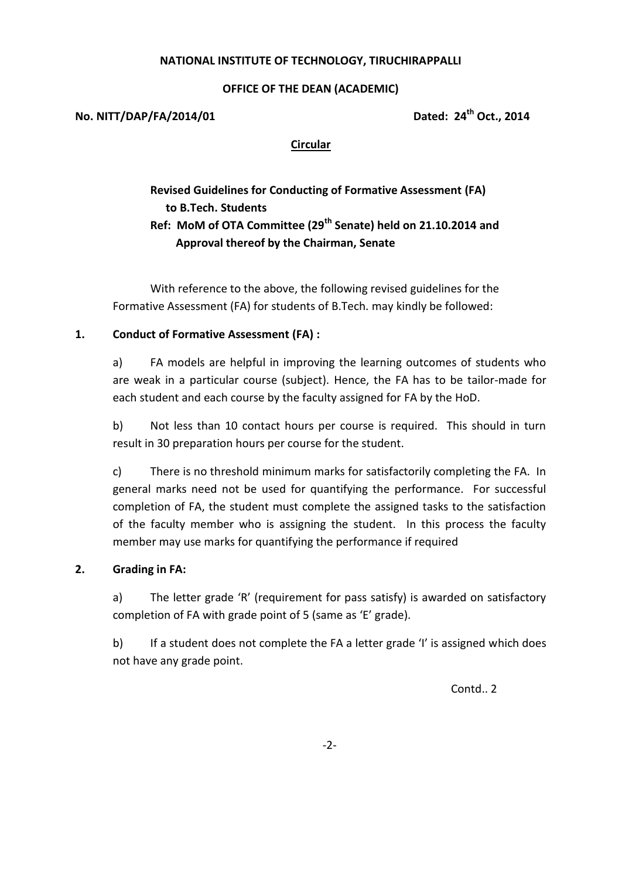**NATIONAL INSTITUTE OF TECHNOLOGY, TIRUCHIRAPPALLI**

**OFFICE OF THE DEAN (ACADEMIC)**

**No. NITT/DAP/FA/2014/01** **Dated: 24th Oct., 2014**

**Circular**

**Revised Guidelines for Conducting of Formative Assessment (FA) to B.Tech. Students**
**Ref: MoM of OTA Committee (29th Senate) held on 21.10.2014 and Approval thereof by the Chairman, Senate**

With reference to the above, the following revised guidelines for the Formative Assessment (FA) for students of B.Tech. may kindly be followed:

**1. Conduct of Formative Assessment (FA) :**

a) FA models are helpful in improving the learning outcomes of students who are weak in a particular course (subject). Hence, the FA has to be tailor-made for each student and each course by the faculty assigned for FA by the HoD.

b) Not less than 10 contact hours per course is required. This should in turn result in 30 preparation hours per course for the student.

c) There is no threshold minimum marks for satisfactorily completing the FA. In general marks need not be used for quantifying the performance. For successful completion of FA, the student must complete the assigned tasks to the satisfaction of the faculty member who is assigning the student. In this process the faculty member may use marks for quantifying the performance if required

**2. Grading in FA:**

a) The letter grade 'R' (requirement for pass satisfy) is awarded on satisfactory completion of FA with grade point of 5 (same as 'E' grade).

b) If a student does not complete the FA a letter grade 'I' is assigned which does not have any grade point.

Contd.. 2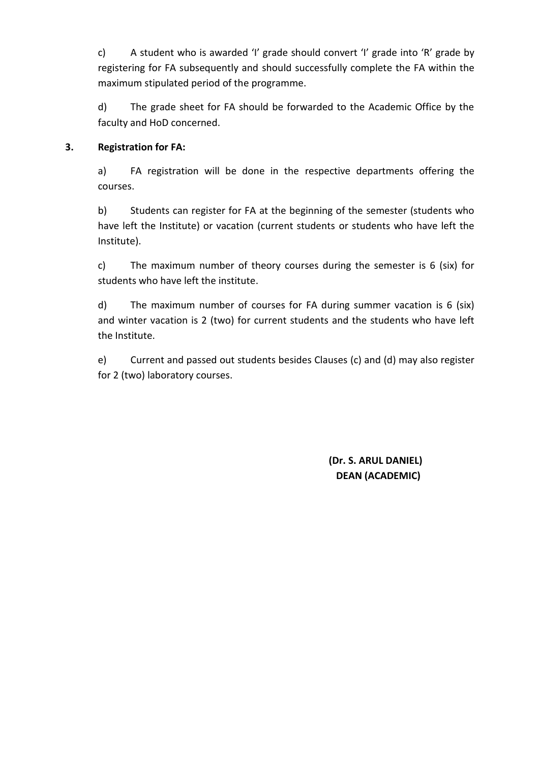c) A student who is awarded 'I' grade should convert 'I' grade into 'R' grade by registering for FA subsequently and should successfully complete the FA within the maximum stipulated period of the programme.

d) The grade sheet for FA should be forwarded to the Academic Office by the faculty and HoD concerned.

**3. Registration for FA:**

a) FA registration will be done in the respective departments offering the courses.

b) Students can register for FA at the beginning of the semester (students who have left the Institute) or vacation (current students or students who have left the Institute).

c) The maximum number of theory courses during the semester is 6 (six) for students who have left the institute.

d) The maximum number of courses for FA during summer vacation is 6 (six) and winter vacation is 2 (two) for current students and the students who have left the Institute.

e) Current and passed out students besides Clauses (c) and (d) may also register for 2 (two) laboratory courses.

**(Dr. S. ARUL DANIEL)**
**DEAN (ACADEMIC)**